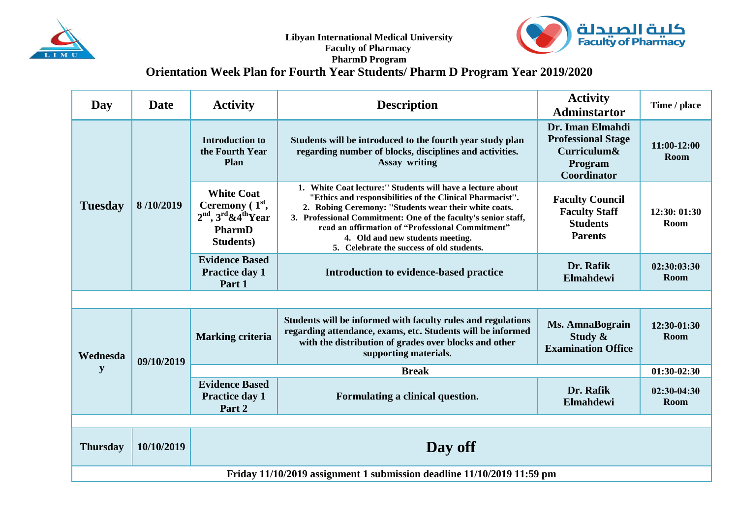**Libyan International Medical University**
**Faculty of Pharmacy**
**PharmD Program**

كلية الصيدلة
**Faculty of Pharmacy**

# Orientation Week Plan for Fourth Year Students/ Pharm D Program Year 2019/2020

| Day | Date | Activity | Description | Activity Adminstartor | Time / place |
|---|---|---|---|---|---|
| Tuesday | 8 /10/2019 | Introduction to the Fourth Year Plan | Students will be introduced to the fourth year study plan regarding number of blocks, disciplines and activities. Assay writing | Dr. Iman Elmahdi Professional Stage Curriculum& Program Coordinator | 11:00-12:00 Room |
| | | White Coat Ceremony ( 1st, 2nd, 3rd&4thYear PharmD Students) | 1. White Coat lecture:" Students will have a lecture about "Ethics and responsibilities of the Clinical Pharmacist". 2. Robing Ceremony: "Students wear their white coats. 3. Professional Commitment: One of the faculty's senior staff, read an affirmation of "Professional Commitment" 4. Old and new students meeting. 5. Celebrate the success of old students. | Faculty Council Faculty Staff Students Parents | 12:30: 01:30 Room |
| | | Evidence Based Practice day 1 Part 1 | Introduction to evidence-based practice | Dr. Rafik Elmahdewi | 02:30:03:30 Room |
| | | | | | |
| Wednesday | 09/10/2019 | Marking criteria | Students will be informed with faculty rules and regulations regarding attendance, exams, etc. Students will be informed with the distribution of grades over blocks and other supporting materials. | Ms. AmnaBograin Study & Examination Office | 12:30-01:30 Room |
| | | Break | | | 01:30-02:30 |
| | | Evidence Based Practice day 1 Part 2 | Formulating a clinical question. | Dr. Rafik Elmahdewi | 02:30-04:30 Room |
| | | | | | |
| Thursday | 10/10/2019 | Day off | | | |
| Friday 11/10/2019 assignment 1 submission deadline 11/10/2019 11:59 pm | | | | | |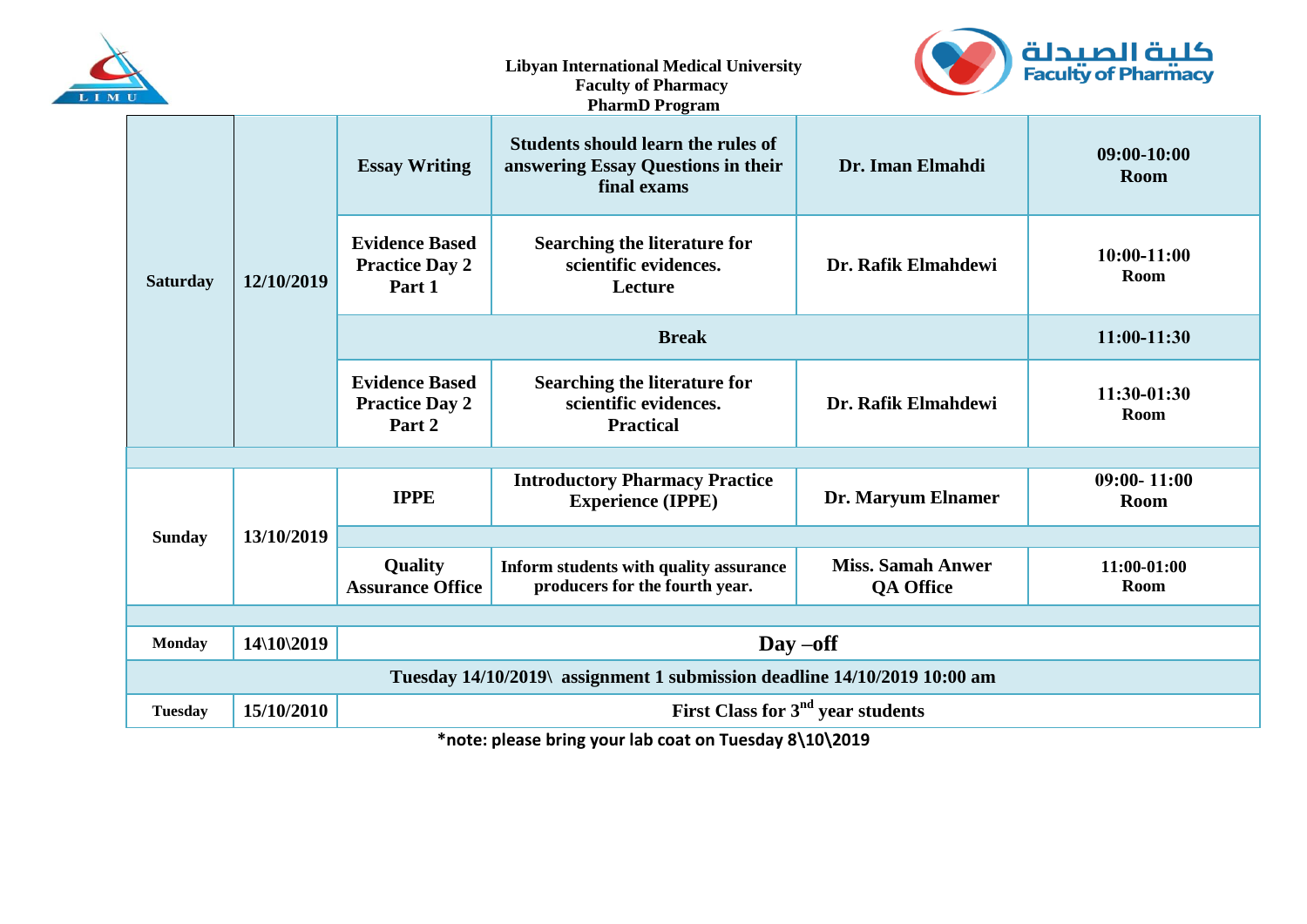**Libyan International Medical University**
**Faculty of Pharmacy**
**PharmD Program**

كلية الصيدلة
Faculty of Pharmacy

| | | | | | |
|---|---|---|---|---|---|
| Saturday | 12/10/2019 | Essay Writing | Students should learn the rules of answering Essay Questions in their final exams | Dr. Iman Elmahdi | 09:00-10:00 Room |
| | | Evidence Based Practice Day 2 Part 1 | Searching the literature for scientific evidences. Lecture | Dr. Rafik Elmahdewi | 10:00-11:00 Room |
| | | Break | | | 11:00-11:30 |
| | | Evidence Based Practice Day 2 Part 2 | Searching the literature for scientific evidences. Practical | Dr. Rafik Elmahdewi | 11:30-01:30 Room |
| | | | | | |
| Sunday | 13/10/2019 | IPPE | Introductory Pharmacy Practice Experience (IPPE) | Dr. Maryum Elnamer | 09:00- 11:00 Room |
| | | | | | |
| | | Quality Assurance Office | Inform students with quality assurance producers for the fourth year. | Miss. Samah Anwer QA Office | 11:00-01:00 Room |
| | | | | | |
| Monday | 14\10\2019 | Day –off | | | |
| Tuesday 14/10/2019\ assignment 1 submission deadline 14/10/2019 10:00 am | | | | | |
| Tuesday | 15/10/2010 | First Class for 3rd year students | | | |

*note: please bring your lab coat on Tuesday 8\10\2019